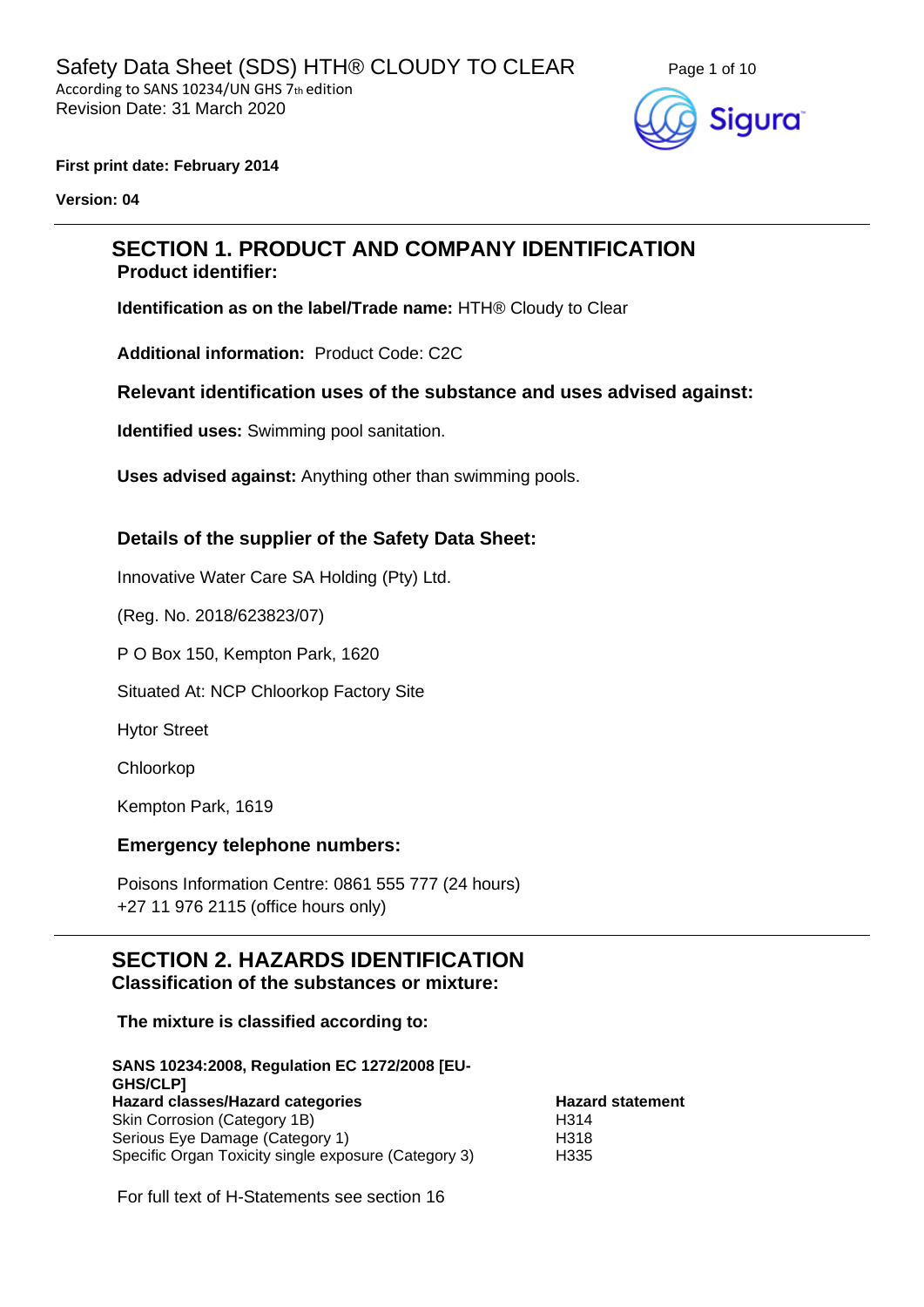# Safety Data Sheet (SDS) HTH® CLOUDY TO CLEAR

According to SANS 10234/UN GHS 7th edition
Revision Date: 31 March 2020

**First print date: February 2014**

**Version: 04**

---

## SECTION 1. PRODUCT AND COMPANY IDENTIFICATION

### Product identifier:

**Identification as on the label/Trade name:** HTH® Cloudy to Clear

**Additional information:** Product Code: C2C

### Relevant identification uses of the substance and uses advised against:

**Identified uses:** Swimming pool sanitation.

**Uses advised against:** Anything other than swimming pools.

### Details of the supplier of the Safety Data Sheet:

Innovative Water Care SA Holding (Pty) Ltd.

(Reg. No. 2018/623823/07)

P O Box 150, Kempton Park, 1620

Situated At: NCP Chloorkop Factory Site

Hytor Street

Chloorkop

Kempton Park, 1619

### Emergency telephone numbers:

Poisons Information Centre: 0861 555 777 (24 hours)
+27 11 976 2115 (office hours only)

---

## SECTION 2. HAZARDS IDENTIFICATION

### Classification of the substances or mixture:

**The mixture is classified according to:**

**SANS 10234:2008, Regulation EC 1272/2008 [EU-GHS/CLP]**

| **Hazard classes/Hazard categories** | **Hazard statement** |
|---|---|
| Skin Corrosion (Category 1B) | H314 |
| Serious Eye Damage (Category 1) | H318 |
| Specific Organ Toxicity single exposure (Category 3) | H335 |

For full text of H-Statements see section 16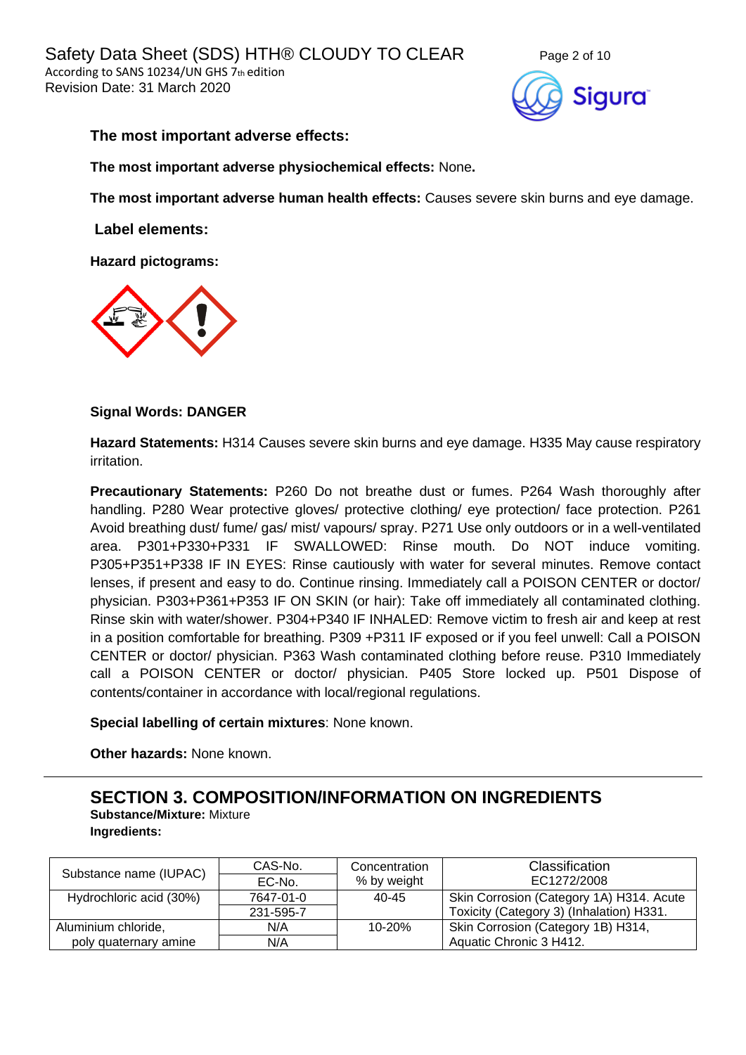**The most important adverse effects:**

**The most important adverse physiochemical effects:** None**.**

**The most important adverse human health effects:** Causes severe skin burns and eye damage.

**Label elements:**

**Hazard pictograms:**

**Signal Words: DANGER**

**Hazard Statements:** H314 Causes severe skin burns and eye damage. H335 May cause respiratory irritation.

**Precautionary Statements:** P260 Do not breathe dust or fumes. P264 Wash thoroughly after handling. P280 Wear protective gloves/ protective clothing/ eye protection/ face protection. P261 Avoid breathing dust/ fume/ gas/ mist/ vapours/ spray. P271 Use only outdoors or in a well-ventilated area. P301+P330+P331 IF SWALLOWED: Rinse mouth. Do NOT induce vomiting. P305+P351+P338 IF IN EYES: Rinse cautiously with water for several minutes. Remove contact lenses, if present and easy to do. Continue rinsing. Immediately call a POISON CENTER or doctor/ physician. P303+P361+P353 IF ON SKIN (or hair): Take off immediately all contaminated clothing. Rinse skin with water/shower. P304+P340 IF INHALED: Remove victim to fresh air and keep at rest in a position comfortable for breathing. P309 +P311 IF exposed or if you feel unwell: Call a POISON CENTER or doctor/ physician. P363 Wash contaminated clothing before reuse. P310 Immediately call a POISON CENTER or doctor/ physician. P405 Store locked up. P501 Dispose of contents/container in accordance with local/regional regulations.

**Special labelling of certain mixtures**: None known.

**Other hazards:** None known.

## SECTION 3. COMPOSITION/INFORMATION ON INGREDIENTS

**Substance/Mixture:** Mixture

**Ingredients:**

| Substance name (IUPAC) | CAS-No. / EC-No. | Concentration % by weight | Classification EC1272/2008 |
|---|---|---|---|
| Hydrochloric acid (30%) | 7647-01-0 / 231-595-7 | 40-45 | Skin Corrosion (Category 1A) H314. Acute Toxicity (Category 3) (Inhalation) H331. |
| Aluminium chloride, poly quaternary amine | N/A / N/A | 10-20% | Skin Corrosion (Category 1B) H314, Aquatic Chronic 3 H412. |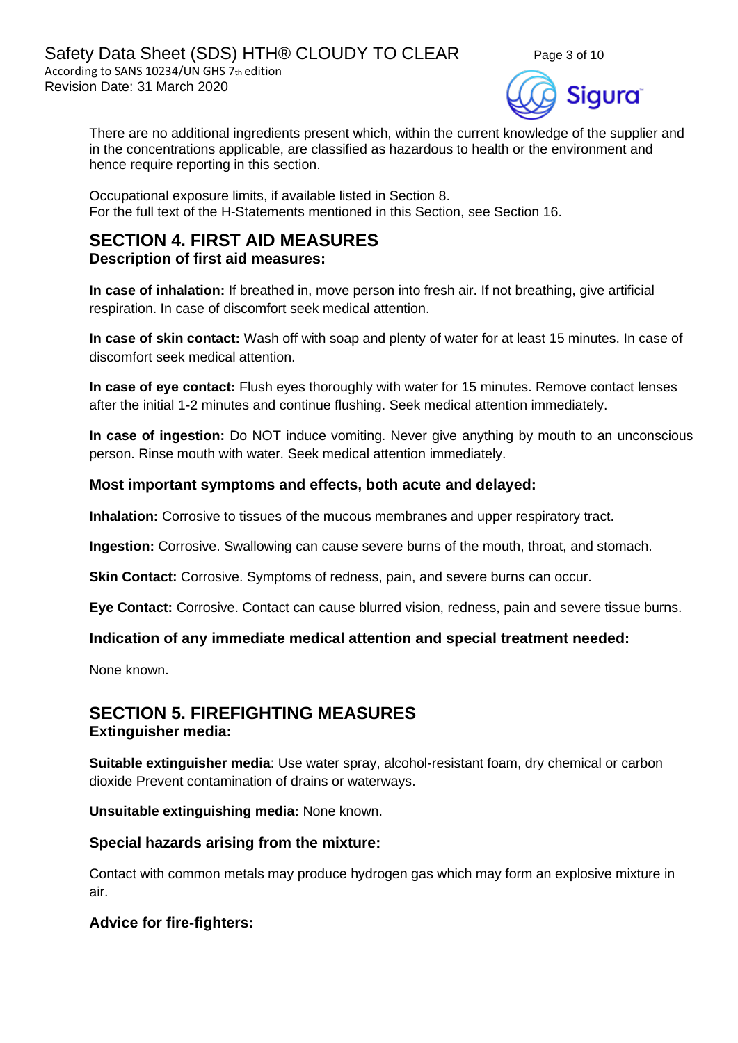There are no additional ingredients present which, within the current knowledge of the supplier and in the concentrations applicable, are classified as hazardous to health or the environment and hence require reporting in this section.

Occupational exposure limits, if available listed in Section 8.
For the full text of the H-Statements mentioned in this Section, see Section 16.

## SECTION 4. FIRST AID MEASURES

### Description of first aid measures:

**In case of inhalation:** If breathed in, move person into fresh air. If not breathing, give artificial respiration. In case of discomfort seek medical attention.

**In case of skin contact:** Wash off with soap and plenty of water for at least 15 minutes. In case of discomfort seek medical attention.

**In case of eye contact:** Flush eyes thoroughly with water for 15 minutes. Remove contact lenses after the initial 1-2 minutes and continue flushing. Seek medical attention immediately.

**In case of ingestion:** Do NOT induce vomiting. Never give anything by mouth to an unconscious person. Rinse mouth with water. Seek medical attention immediately.

### Most important symptoms and effects, both acute and delayed:

**Inhalation:** Corrosive to tissues of the mucous membranes and upper respiratory tract.

**Ingestion:** Corrosive. Swallowing can cause severe burns of the mouth, throat, and stomach.

**Skin Contact:** Corrosive. Symptoms of redness, pain, and severe burns can occur.

**Eye Contact:** Corrosive. Contact can cause blurred vision, redness, pain and severe tissue burns.

### Indication of any immediate medical attention and special treatment needed:

None known.

## SECTION 5. FIREFIGHTING MEASURES

### Extinguisher media:

**Suitable extinguisher media**: Use water spray, alcohol-resistant foam, dry chemical or carbon dioxide Prevent contamination of drains or waterways.

**Unsuitable extinguishing media:** None known.

### Special hazards arising from the mixture:

Contact with common metals may produce hydrogen gas which may form an explosive mixture in air.

### Advice for fire-fighters: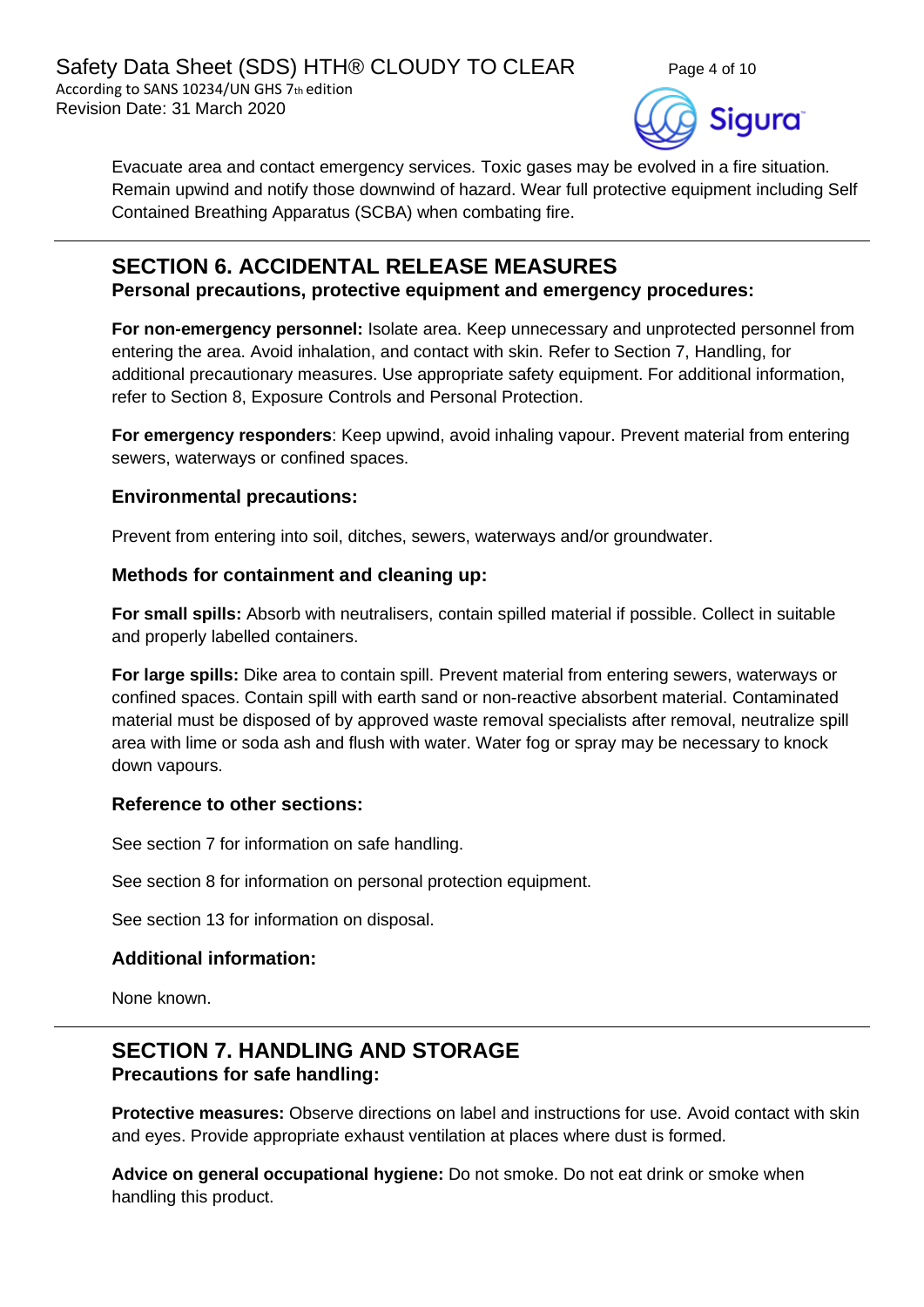Evacuate area and contact emergency services. Toxic gases may be evolved in a fire situation. Remain upwind and notify those downwind of hazard. Wear full protective equipment including Self Contained Breathing Apparatus (SCBA) when combating fire.

---

## SECTION 6. ACCIDENTAL RELEASE MEASURES

### Personal precautions, protective equipment and emergency procedures:

**For non-emergency personnel:** Isolate area. Keep unnecessary and unprotected personnel from entering the area. Avoid inhalation, and contact with skin. Refer to Section 7, Handling, for additional precautionary measures. Use appropriate safety equipment. For additional information, refer to Section 8, Exposure Controls and Personal Protection.

**For emergency responders**: Keep upwind, avoid inhaling vapour. Prevent material from entering sewers, waterways or confined spaces.

### Environmental precautions:

Prevent from entering into soil, ditches, sewers, waterways and/or groundwater.

### Methods for containment and cleaning up:

**For small spills:** Absorb with neutralisers, contain spilled material if possible. Collect in suitable and properly labelled containers.

**For large spills:** Dike area to contain spill. Prevent material from entering sewers, waterways or confined spaces. Contain spill with earth sand or non-reactive absorbent material. Contaminated material must be disposed of by approved waste removal specialists after removal, neutralize spill area with lime or soda ash and flush with water. Water fog or spray may be necessary to knock down vapours.

### Reference to other sections:

See section 7 for information on safe handling.

See section 8 for information on personal protection equipment.

See section 13 for information on disposal.

### Additional information:

None known.

---

## SECTION 7. HANDLING AND STORAGE

### Precautions for safe handling:

**Protective measures:** Observe directions on label and instructions for use. Avoid contact with skin and eyes. Provide appropriate exhaust ventilation at places where dust is formed.

**Advice on general occupational hygiene:** Do not smoke. Do not eat drink or smoke when handling this product.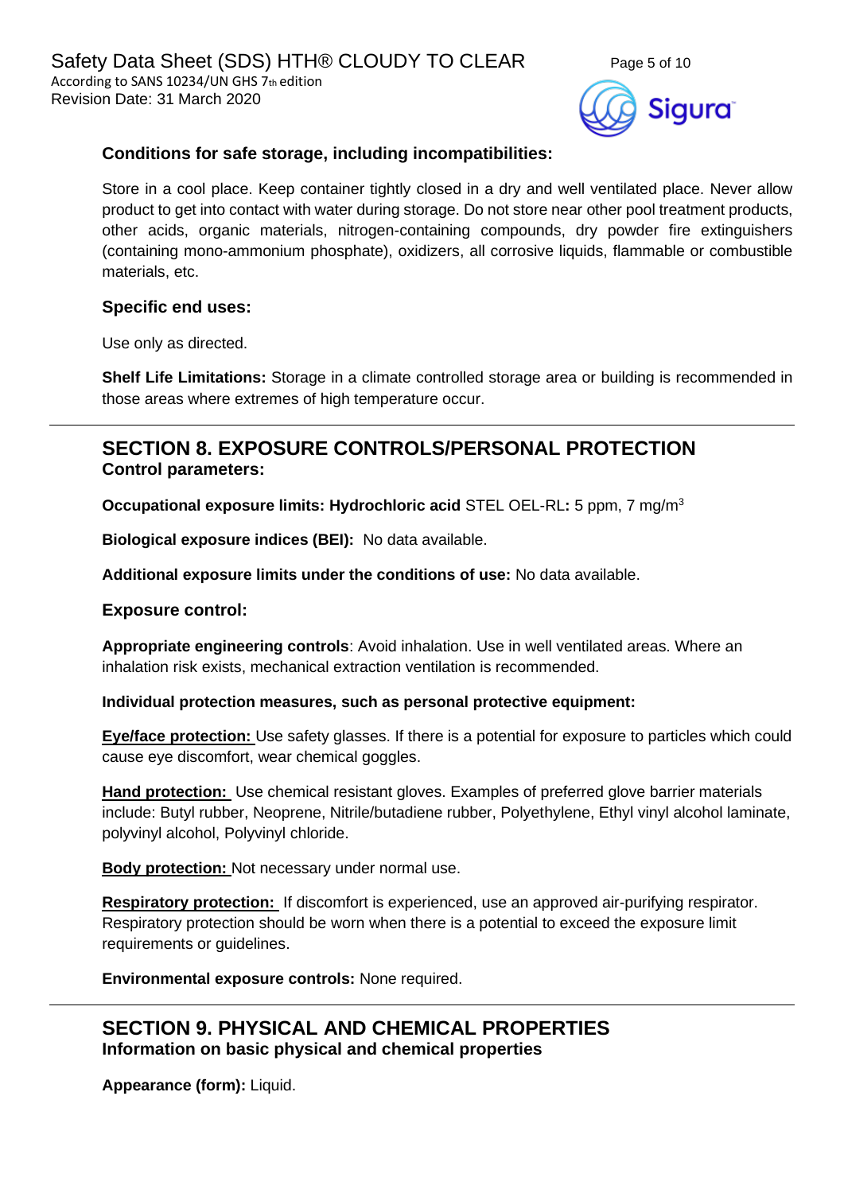### Conditions for safe storage, including incompatibilities:

Store in a cool place. Keep container tightly closed in a dry and well ventilated place. Never allow product to get into contact with water during storage. Do not store near other pool treatment products, other acids, organic materials, nitrogen-containing compounds, dry powder fire extinguishers (containing mono-ammonium phosphate), oxidizers, all corrosive liquids, flammable or combustible materials, etc.

### Specific end uses:

Use only as directed.

**Shelf Life Limitations:** Storage in a climate controlled storage area or building is recommended in those areas where extremes of high temperature occur.

---

## SECTION 8. EXPOSURE CONTROLS/PERSONAL PROTECTION

### Control parameters:

**Occupational exposure limits: Hydrochloric acid** STEL OEL-RL**:** 5 ppm, 7 mg/m$^3$

**Biological exposure indices (BEI):** No data available.

**Additional exposure limits under the conditions of use:** No data available.

### Exposure control:

**Appropriate engineering controls**: Avoid inhalation. Use in well ventilated areas. Where an inhalation risk exists, mechanical extraction ventilation is recommended.

**Individual protection measures, such as personal protective equipment:**

**Eye/face protection:** Use safety glasses. If there is a potential for exposure to particles which could cause eye discomfort, wear chemical goggles.

**Hand protection:** Use chemical resistant gloves. Examples of preferred glove barrier materials include: Butyl rubber, Neoprene, Nitrile/butadiene rubber, Polyethylene, Ethyl vinyl alcohol laminate, polyvinyl alcohol, Polyvinyl chloride.

**Body protection:** Not necessary under normal use.

**Respiratory protection:** If discomfort is experienced, use an approved air-purifying respirator. Respiratory protection should be worn when there is a potential to exceed the exposure limit requirements or guidelines.

**Environmental exposure controls:** None required.

---

## SECTION 9. PHYSICAL AND CHEMICAL PROPERTIES

### Information on basic physical and chemical properties

**Appearance (form):** Liquid.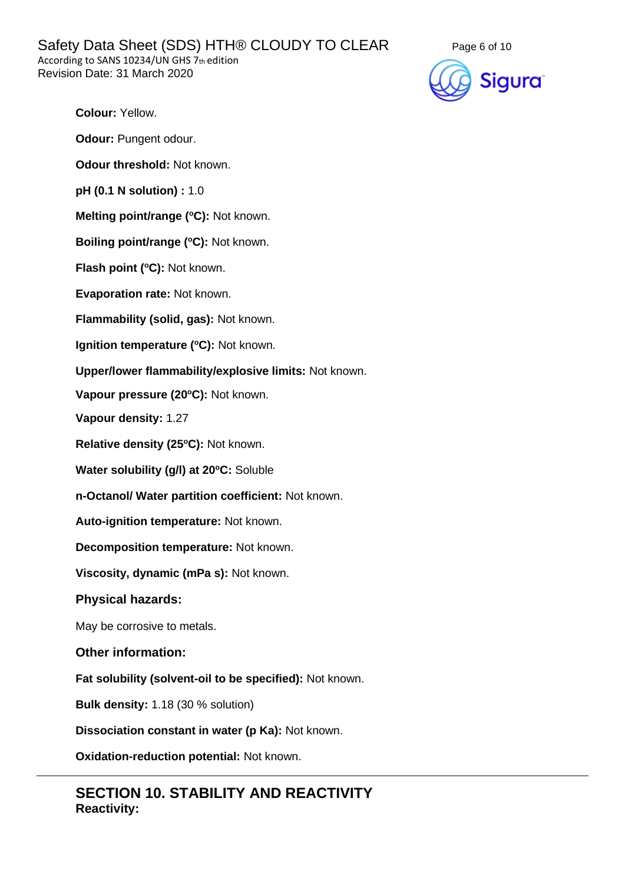**Colour:** Yellow.

**Odour:** Pungent odour.

**Odour threshold:** Not known.

**pH (0.1 N solution) :** 1.0

**Melting point/range (ºC):** Not known.

**Boiling point/range (ºC):** Not known.

**Flash point (ºC):** Not known.

**Evaporation rate:** Not known.

**Flammability (solid, gas):** Not known.

**Ignition temperature (ºC):** Not known.

**Upper/lower flammability/explosive limits:** Not known.

**Vapour pressure (20ºC):** Not known.

**Vapour density:** 1.27

**Relative density (25ºC):** Not known.

**Water solubility (g/l) at 20ºC:** Soluble

**n-Octanol/ Water partition coefficient:** Not known.

**Auto-ignition temperature:** Not known.

**Decomposition temperature:** Not known.

**Viscosity, dynamic (mPa s):** Not known.

### Physical hazards:

May be corrosive to metals.

### Other information:

**Fat solubility (solvent-oil to be specified):** Not known.

**Bulk density:** 1.18 (30 % solution)

**Dissociation constant in water (p Ka):** Not known.

**Oxidation-reduction potential:** Not known.

---

## SECTION 10. STABILITY AND REACTIVITY

**Reactivity:**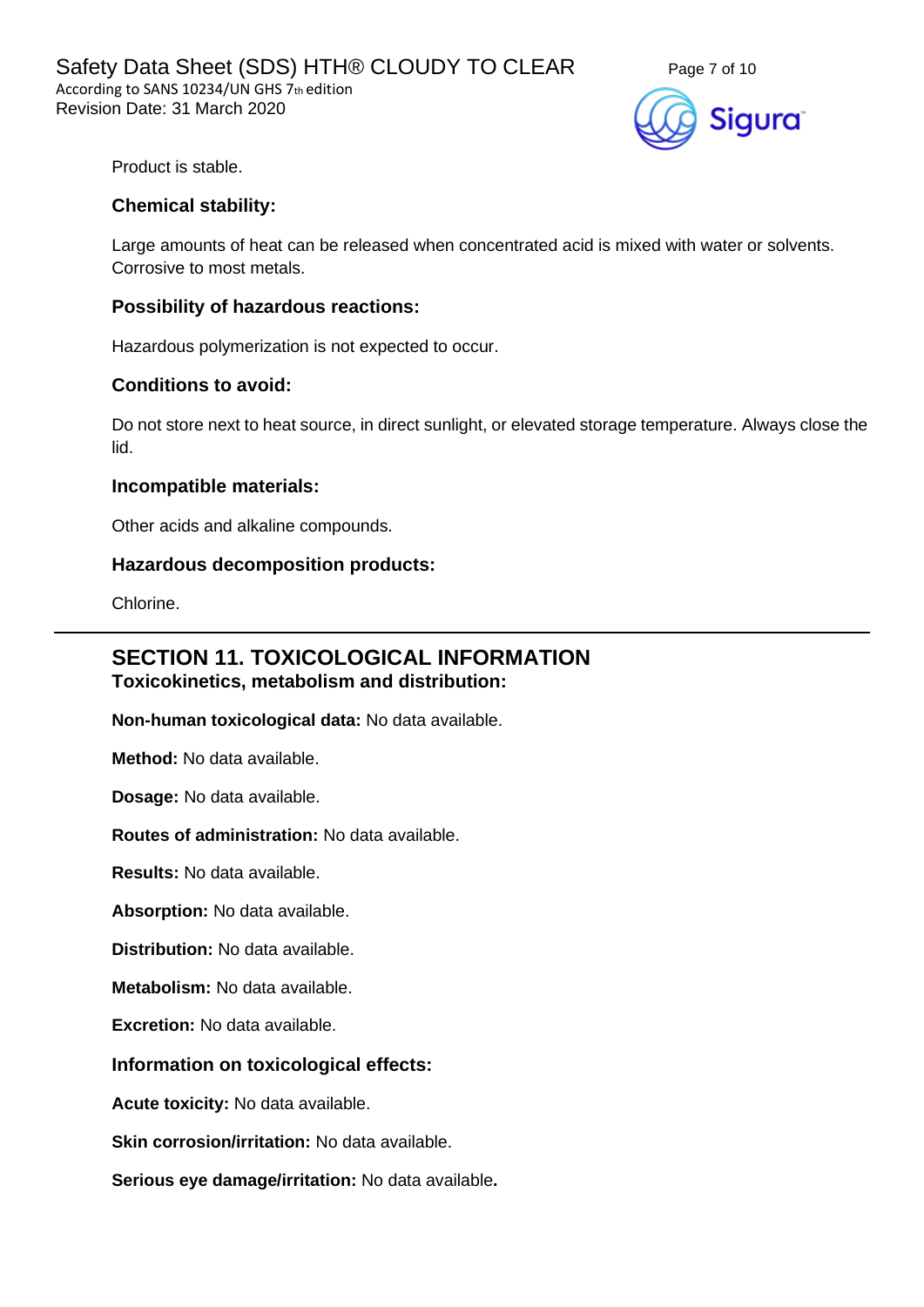Product is stable.

### Chemical stability:

Large amounts of heat can be released when concentrated acid is mixed with water or solvents. Corrosive to most metals.

### Possibility of hazardous reactions:

Hazardous polymerization is not expected to occur.

### Conditions to avoid:

Do not store next to heat source, in direct sunlight, or elevated storage temperature. Always close the lid.

### Incompatible materials:

Other acids and alkaline compounds.

### Hazardous decomposition products:

Chlorine.

---

## SECTION 11. TOXICOLOGICAL INFORMATION

### Toxicokinetics, metabolism and distribution:

**Non-human toxicological data:** No data available.

**Method:** No data available.

**Dosage:** No data available.

**Routes of administration:** No data available.

**Results:** No data available.

**Absorption:** No data available.

**Distribution:** No data available.

**Metabolism:** No data available.

**Excretion:** No data available.

### Information on toxicological effects:

**Acute toxicity:** No data available.

**Skin corrosion/irritation:** No data available.

**Serious eye damage/irritation:** No data available**.**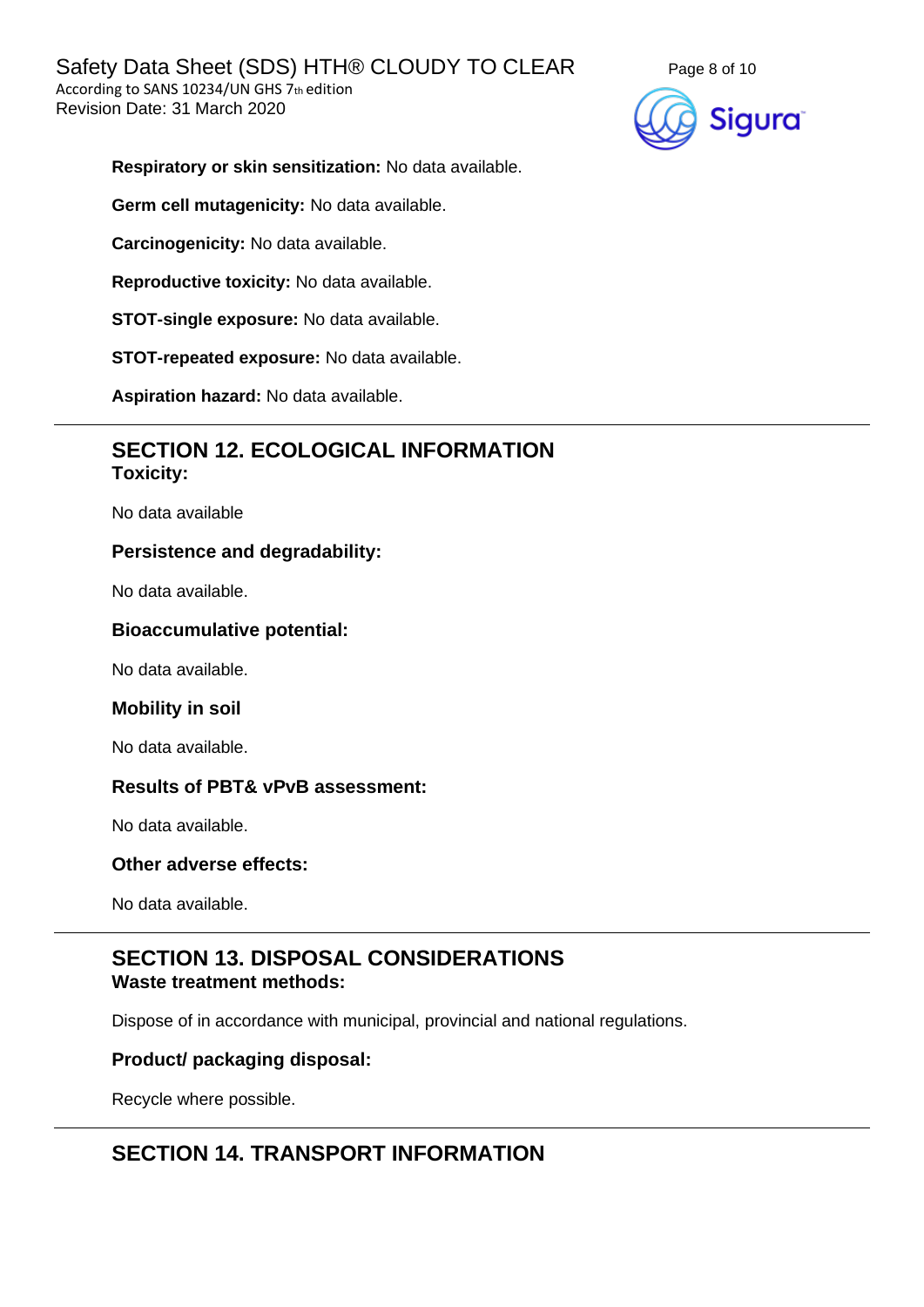**Respiratory or skin sensitization:** No data available.

**Germ cell mutagenicity:** No data available.

**Carcinogenicity:** No data available.

**Reproductive toxicity:** No data available.

**STOT-single exposure:** No data available.

**STOT-repeated exposure:** No data available.

**Aspiration hazard:** No data available.

## SECTION 12. ECOLOGICAL INFORMATION

**Toxicity:**

No data available

**Persistence and degradability:**

No data available.

**Bioaccumulative potential:**

No data available.

**Mobility in soil**

No data available.

**Results of PBT& vPvB assessment:**

No data available.

**Other adverse effects:**

No data available.

## SECTION 13. DISPOSAL CONSIDERATIONS

**Waste treatment methods:**

Dispose of in accordance with municipal, provincial and national regulations.

**Product/ packaging disposal:**

Recycle where possible.

## SECTION 14. TRANSPORT INFORMATION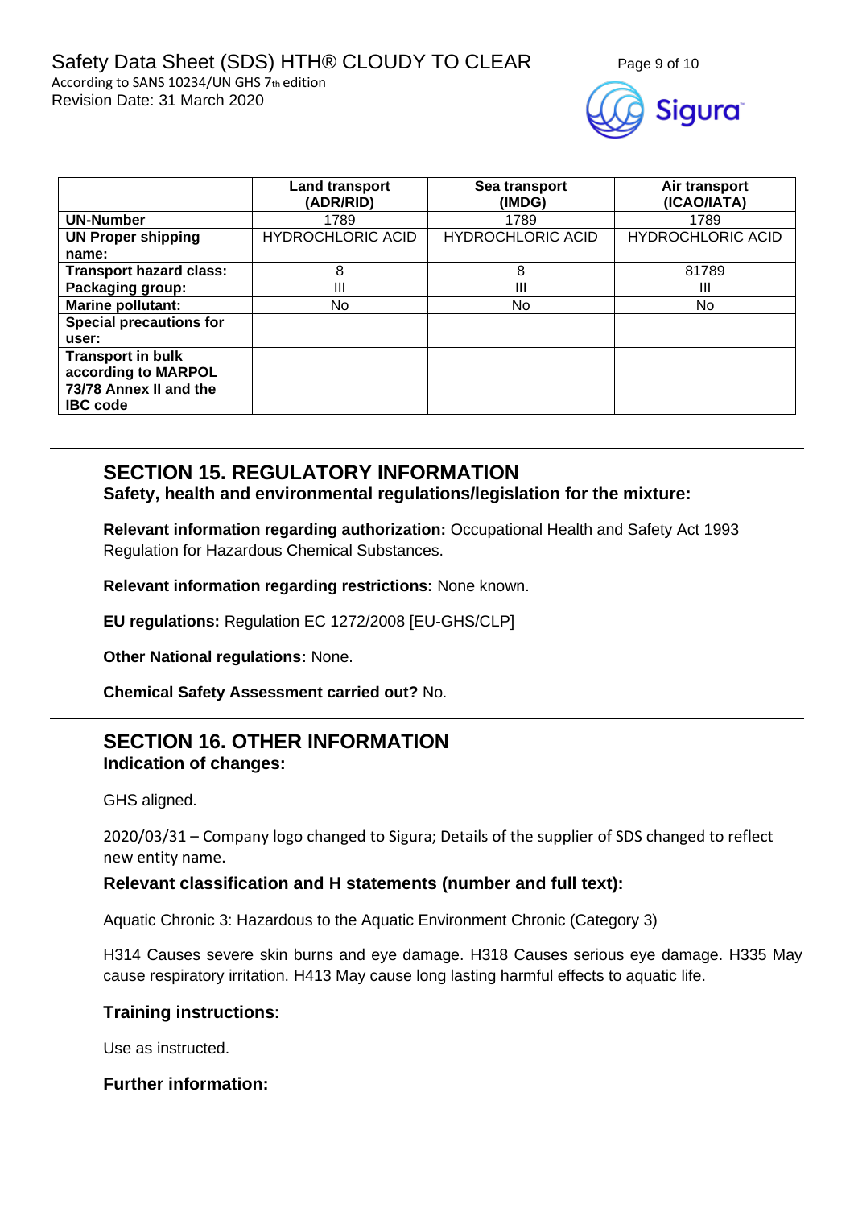| | Land transport (ADR/RID) | Sea transport (IMDG) | Air transport (ICAO/IATA) |
|---|---|---|---|
| **UN-Number** | 1789 | 1789 | 1789 |
| **UN Proper shipping name:** | HYDROCHLORIC ACID | HYDROCHLORIC ACID | HYDROCHLORIC ACID |
| **Transport hazard class:** | 8 | 8 | 81789 |
| **Packaging group:** | III | III | III |
| **Marine pollutant:** | No | No | No |
| **Special precautions for user:** | | | |
| **Transport in bulk according to MARPOL 73/78 Annex II and the IBC code** | | | |

## SECTION 15. REGULATORY INFORMATION

### Safety, health and environmental regulations/legislation for the mixture:

**Relevant information regarding authorization:** Occupational Health and Safety Act 1993 Regulation for Hazardous Chemical Substances.

**Relevant information regarding restrictions:** None known.

**EU regulations:** Regulation EC 1272/2008 [EU-GHS/CLP]

**Other National regulations:** None.

**Chemical Safety Assessment carried out?** No.

## SECTION 16. OTHER INFORMATION

### Indication of changes:

GHS aligned.

2020/03/31 – Company logo changed to Sigura; Details of the supplier of SDS changed to reflect new entity name.

### Relevant classification and H statements (number and full text):

Aquatic Chronic 3: Hazardous to the Aquatic Environment Chronic (Category 3)

H314 Causes severe skin burns and eye damage. H318 Causes serious eye damage. H335 May cause respiratory irritation. H413 May cause long lasting harmful effects to aquatic life.

### Training instructions:

Use as instructed.

### Further information: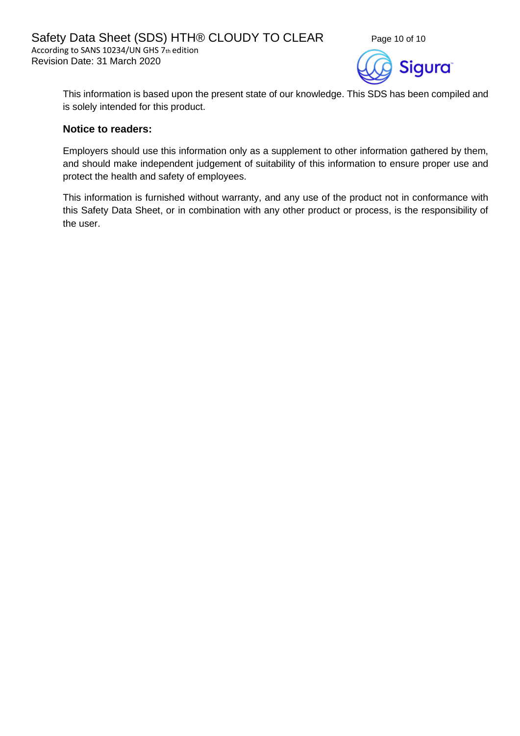This information is based upon the present state of our knowledge. This SDS has been compiled and is solely intended for this product.

**Notice to readers:**

Employers should use this information only as a supplement to other information gathered by them, and should make independent judgement of suitability of this information to ensure proper use and protect the health and safety of employees.

This information is furnished without warranty, and any use of the product not in conformance with this Safety Data Sheet, or in combination with any other product or process, is the responsibility of the user.